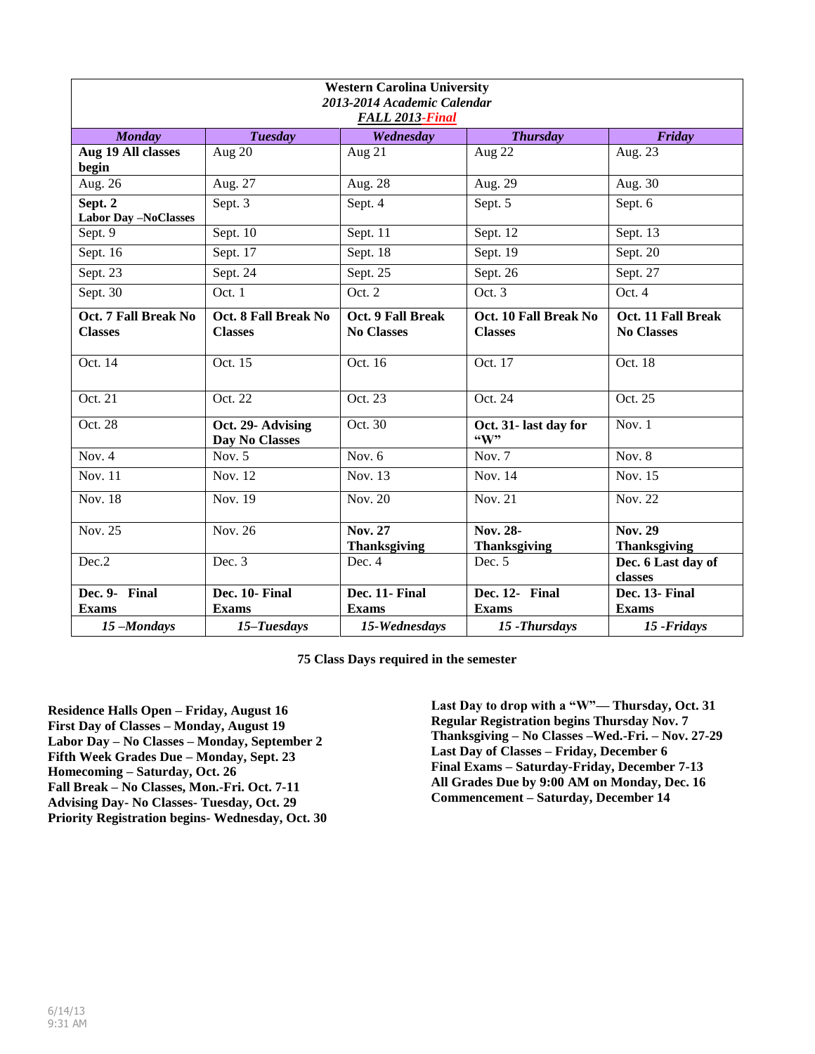**Western Carolina University**
***2013-2014 Academic Calendar***
***FALL 2013-Final***

| *Monday* | *Tuesday* | *Wednesday* | *Thursday* | *Friday* |
|---|---|---|---|---|
| **Aug 19 All classes begin** | Aug 20 | Aug 21 | Aug 22 | Aug. 23 |
| Aug. 26 | Aug. 27 | Aug. 28 | Aug. 29 | Aug. 30 |
| **Sept. 2 Labor Day –NoClasses** | Sept. 3 | Sept. 4 | Sept. 5 | Sept. 6 |
| Sept. 9 | Sept. 10 | Sept. 11 | Sept. 12 | Sept. 13 |
| Sept. 16 | Sept. 17 | Sept. 18 | Sept. 19 | Sept. 20 |
| Sept. 23 | Sept. 24 | Sept. 25 | Sept. 26 | Sept. 27 |
| Sept. 30 | Oct. 1 | Oct. 2 | Oct. 3 | Oct. 4 |
| **Oct. 7 Fall Break No Classes** | **Oct. 8 Fall Break No Classes** | **Oct. 9 Fall Break No Classes** | **Oct. 10 Fall Break No Classes** | **Oct. 11 Fall Break No Classes** |
| Oct. 14 | Oct. 15 | Oct. 16 | Oct. 17 | Oct. 18 |
| Oct. 21 | Oct. 22 | Oct. 23 | Oct. 24 | Oct. 25 |
| Oct. 28 | **Oct. 29- Advising Day No Classes** | Oct. 30 | **Oct. 31- last day for "W"** | Nov. 1 |
| Nov. 4 | Nov. 5 | Nov. 6 | Nov. 7 | Nov. 8 |
| Nov. 11 | Nov. 12 | Nov. 13 | Nov. 14 | Nov. 15 |
| Nov. 18 | Nov. 19 | Nov. 20 | Nov. 21 | Nov. 22 |
| Nov. 25 | Nov. 26 | **Nov. 27 Thanksgiving** | **Nov. 28- Thanksgiving** | **Nov. 29 Thanksgiving** |
| Dec.2 | Dec. 3 | Dec. 4 | Dec. 5 | **Dec. 6 Last day of classes** |
| **Dec. 9- Final Exams** | **Dec. 10- Final Exams** | **Dec. 11- Final Exams** | **Dec. 12- Final Exams** | **Dec. 13- Final Exams** |
| ***15 –Mondays*** | ***15–Tuesdays*** | ***15-Wednesdays*** | ***15 -Thursdays*** | ***15 -Fridays*** |

**75 Class Days required in the semester**

**Residence Halls Open – Friday, August 16**
**First Day of Classes – Monday, August 19**
**Labor Day – No Classes – Monday, September 2**
**Fifth Week Grades Due – Monday, Sept. 23**
**Homecoming – Saturday, Oct. 26**
**Fall Break – No Classes, Mon.-Fri. Oct. 7-11**
**Advising Day- No Classes- Tuesday, Oct. 29**
**Priority Registration begins- Wednesday, Oct. 30**

**Last Day to drop with a "W"— Thursday, Oct. 31**
**Regular Registration begins Thursday Nov. 7**
**Thanksgiving – No Classes –Wed.-Fri. – Nov. 27-29**
**Last Day of Classes – Friday, December 6**
**Final Exams – Saturday-Friday, December 7-13**
**All Grades Due by 9:00 AM on Monday, Dec. 16**
**Commencement – Saturday, December 14**

6/14/13
9:31 AM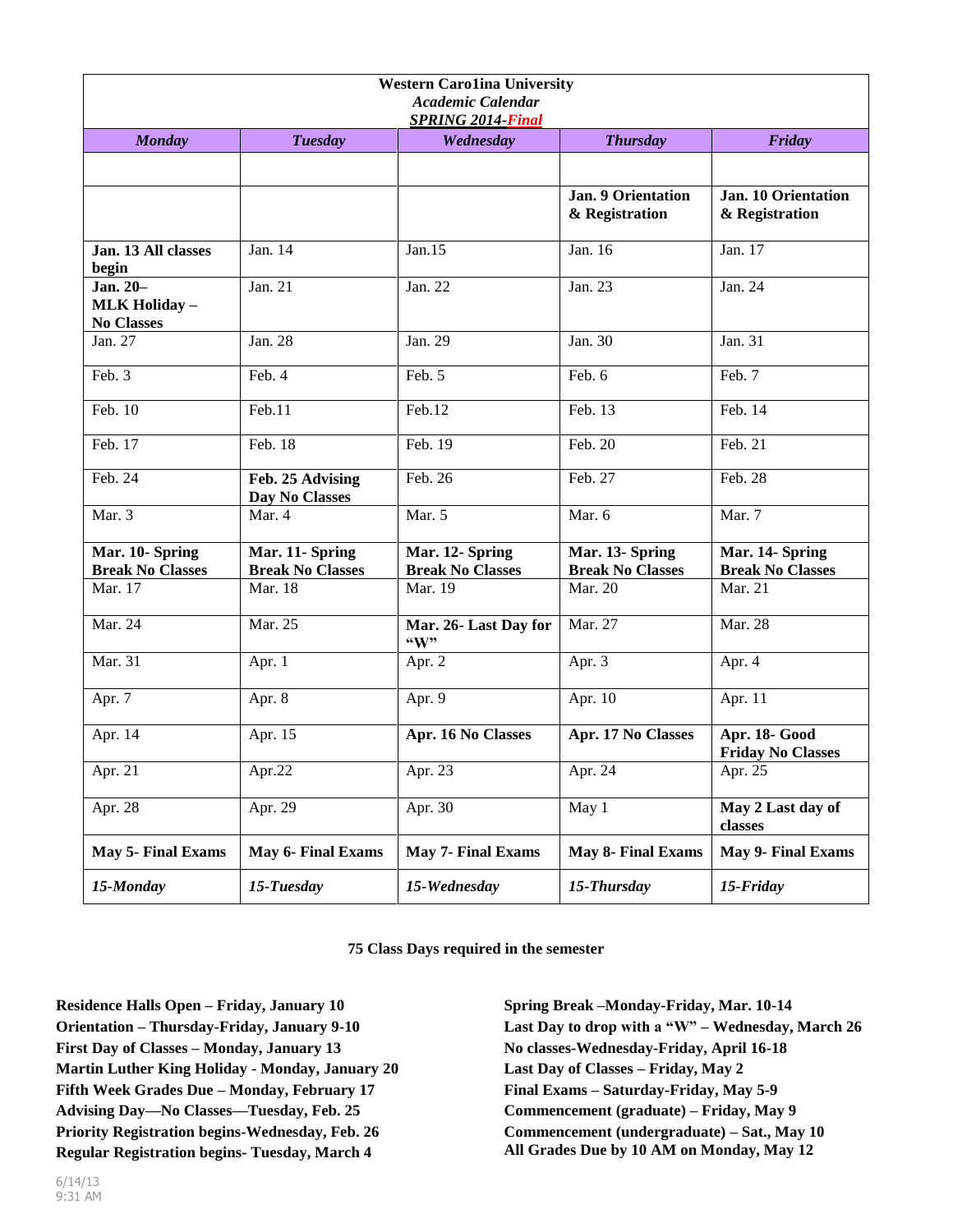**Western Caro1ina University**
***Academic Calendar***
***SPRING 2014-Final***

| *Monday* | *Tuesday* | *Wednesday* | *Thursday* | *Friday* |
|---|---|---|---|---|
| | | | | |
| | | | **Jan. 9 Orientation & Registration** | **Jan. 10 Orientation & Registration** |
| **Jan. 13 All classes begin** | Jan. 14 | Jan.15 | Jan. 16 | Jan. 17 |
| **Jan. 20– MLK Holiday – No Classes** | Jan. 21 | Jan. 22 | Jan. 23 | Jan. 24 |
| Jan. 27 | Jan. 28 | Jan. 29 | Jan. 30 | Jan. 31 |
| Feb. 3 | Feb. 4 | Feb. 5 | Feb. 6 | Feb. 7 |
| Feb. 10 | Feb.11 | Feb.12 | Feb. 13 | Feb. 14 |
| Feb. 17 | Feb. 18 | Feb. 19 | Feb. 20 | Feb. 21 |
| Feb. 24 | **Feb. 25 Advising Day No Classes** | Feb. 26 | Feb. 27 | Feb. 28 |
| Mar. 3 | Mar. 4 | Mar. 5 | Mar. 6 | Mar. 7 |
| **Mar. 10- Spring Break No Classes** | **Mar. 11- Spring Break No Classes** | **Mar. 12- Spring Break No Classes** | **Mar. 13- Spring Break No Classes** | **Mar. 14- Spring Break No Classes** |
| Mar. 17 | Mar. 18 | Mar. 19 | Mar. 20 | Mar. 21 |
| Mar. 24 | Mar. 25 | **Mar. 26- Last Day for "W"** | Mar. 27 | Mar. 28 |
| Mar. 31 | Apr. 1 | Apr. 2 | Apr. 3 | Apr. 4 |
| Apr. 7 | Apr. 8 | Apr. 9 | Apr. 10 | Apr. 11 |
| Apr. 14 | Apr. 15 | **Apr. 16 No Classes** | **Apr. 17 No Classes** | **Apr. 18- Good Friday No Classes** |
| Apr. 21 | Apr.22 | Apr. 23 | Apr. 24 | Apr. 25 |
| Apr. 28 | Apr. 29 | Apr. 30 | May 1 | **May 2 Last day of classes** |
| **May 5- Final Exams** | **May 6- Final Exams** | **May 7- Final Exams** | **May 8- Final Exams** | **May 9- Final Exams** |
| ***15-Monday*** | ***15-Tuesday*** | ***15-Wednesday*** | ***15-Thursday*** | ***15-Friday*** |

**75 Class Days required in the semester**

**Residence Halls Open – Friday, January 10**
**Orientation – Thursday-Friday, January 9-10**
**First Day of Classes – Monday, January 13**
**Martin Luther King Holiday - Monday, January 20**
**Fifth Week Grades Due – Monday, February 17**
**Advising Day—No Classes—Tuesday, Feb. 25**
**Priority Registration begins-Wednesday, Feb. 26**
**Regular Registration begins- Tuesday, March 4**

**Spring Break –Monday-Friday, Mar. 10-14**
**Last Day to drop with a "W" – Wednesday, March 26**
**No classes-Wednesday-Friday, April 16-18**
**Last Day of Classes – Friday, May 2**
**Final Exams – Saturday-Friday, May 5-9**
**Commencement (graduate) – Friday, May 9**
**Commencement (undergraduate) – Sat., May 10**
**All Grades Due by 10 AM on Monday, May 12**

6/14/13
9:31 AM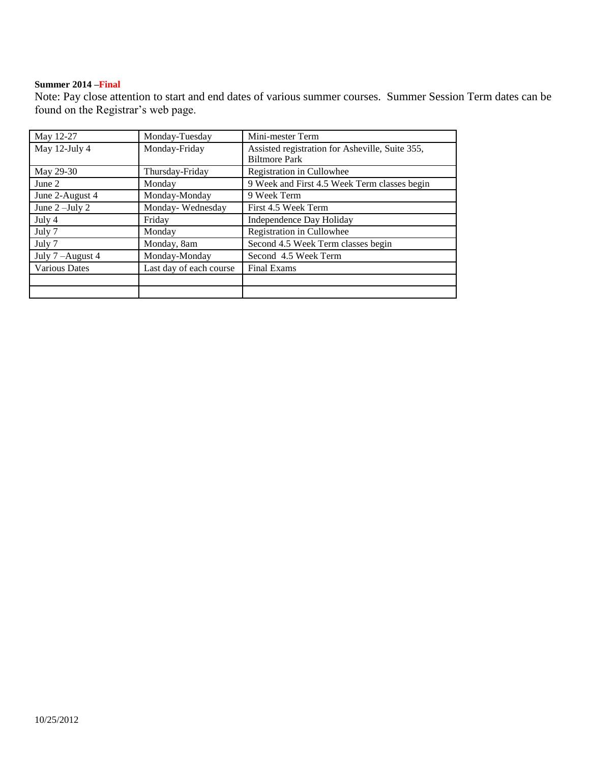**Summer 2014 –Final**

Note: Pay close attention to start and end dates of various summer courses. Summer Session Term dates can be found on the Registrar's web page.

| | | |
|---|---|---|
| May 12-27 | Monday-Tuesday | Mini-mester Term |
| May 12-July 4 | Monday-Friday | Assisted registration for Asheville, Suite 355, Biltmore Park |
| May 29-30 | Thursday-Friday | Registration in Cullowhee |
| June 2 | Monday | 9 Week and First 4.5 Week Term classes begin |
| June 2-August 4 | Monday-Monday | 9 Week Term |
| June 2 –July 2 | Monday- Wednesday | First 4.5 Week Term |
| July 4 | Friday | Independence Day Holiday |
| July 7 | Monday | Registration in Cullowhee |
| July 7 | Monday, 8am | Second 4.5 Week Term classes begin |
| July 7 –August 4 | Monday-Monday | Second 4.5 Week Term |
| Various Dates | Last day of each course | Final Exams |
| | | |
| | | |

10/25/2012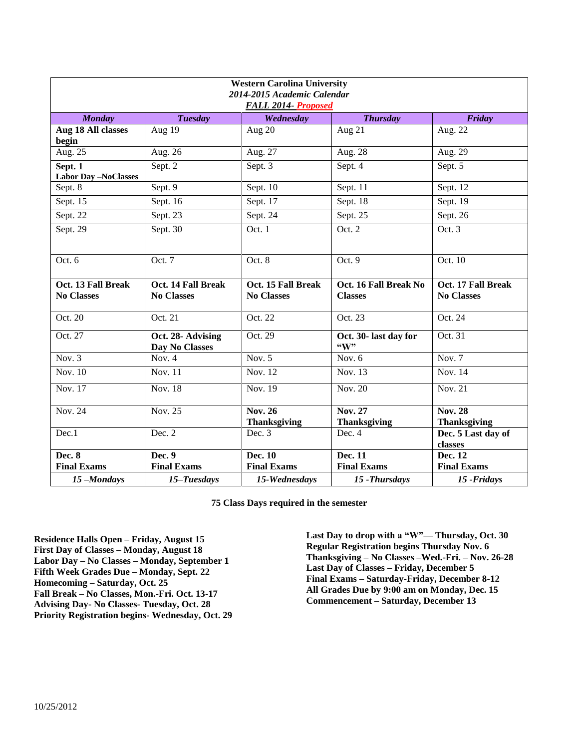**Western Carolina University**
***2014-2015 Academic Calendar***
***FALL 2014- Proposed***

| *Monday* | *Tuesday* | *Wednesday* | *Thursday* | *Friday* |
|---|---|---|---|---|
| **Aug 18 All classes begin** | Aug 19 | Aug 20 | Aug 21 | Aug. 22 |
| Aug. 25 | Aug. 26 | Aug. 27 | Aug. 28 | Aug. 29 |
| **Sept. 1 Labor Day –NoClasses** | Sept. 2 | Sept. 3 | Sept. 4 | Sept. 5 |
| Sept. 8 | Sept. 9 | Sept. 10 | Sept. 11 | Sept. 12 |
| Sept. 15 | Sept. 16 | Sept. 17 | Sept. 18 | Sept. 19 |
| Sept. 22 | Sept. 23 | Sept. 24 | Sept. 25 | Sept. 26 |
| Sept. 29 | Sept. 30 | Oct. 1 | Oct. 2 | Oct. 3 |
| Oct. 6 | Oct. 7 | Oct. 8 | Oct. 9 | Oct. 10 |
| **Oct. 13 Fall Break No Classes** | **Oct. 14 Fall Break No Classes** | **Oct. 15 Fall Break No Classes** | **Oct. 16 Fall Break No Classes** | **Oct. 17 Fall Break No Classes** |
| Oct. 20 | Oct. 21 | Oct. 22 | Oct. 23 | Oct. 24 |
| Oct. 27 | **Oct. 28- Advising Day No Classes** | Oct. 29 | **Oct. 30- last day for "W"** | Oct. 31 |
| Nov. 3 | Nov. 4 | Nov. 5 | Nov. 6 | Nov. 7 |
| Nov. 10 | Nov. 11 | Nov. 12 | Nov. 13 | Nov. 14 |
| Nov. 17 | Nov. 18 | Nov. 19 | Nov. 20 | Nov. 21 |
| Nov. 24 | Nov. 25 | **Nov. 26 Thanksgiving** | **Nov. 27 Thanksgiving** | **Nov. 28 Thanksgiving** |
| Dec.1 | Dec. 2 | Dec. 3 | Dec. 4 | **Dec. 5 Last day of classes** |
| **Dec. 8 Final Exams** | **Dec. 9 Final Exams** | **Dec. 10 Final Exams** | **Dec. 11 Final Exams** | **Dec. 12 Final Exams** |
| ***15 –Mondays*** | ***15–Tuesdays*** | ***15-Wednesdays*** | ***15 -Thursdays*** | ***15 -Fridays*** |

**75 Class Days required in the semester**

**Residence Halls Open – Friday, August 15**
**First Day of Classes – Monday, August 18**
**Labor Day – No Classes – Monday, September 1**
**Fifth Week Grades Due – Monday, Sept. 22**
**Homecoming – Saturday, Oct. 25**
**Fall Break – No Classes, Mon.-Fri. Oct. 13-17**
**Advising Day- No Classes- Tuesday, Oct. 28**
**Priority Registration begins- Wednesday, Oct. 29**

**Last Day to drop with a "W"— Thursday, Oct. 30**
**Regular Registration begins Thursday Nov. 6**
**Thanksgiving – No Classes –Wed.-Fri. – Nov. 26-28**
**Last Day of Classes – Friday, December 5**
**Final Exams – Saturday-Friday, December 8-12**
**All Grades Due by 9:00 am on Monday, Dec. 15**
**Commencement – Saturday, December 13**

10/25/2012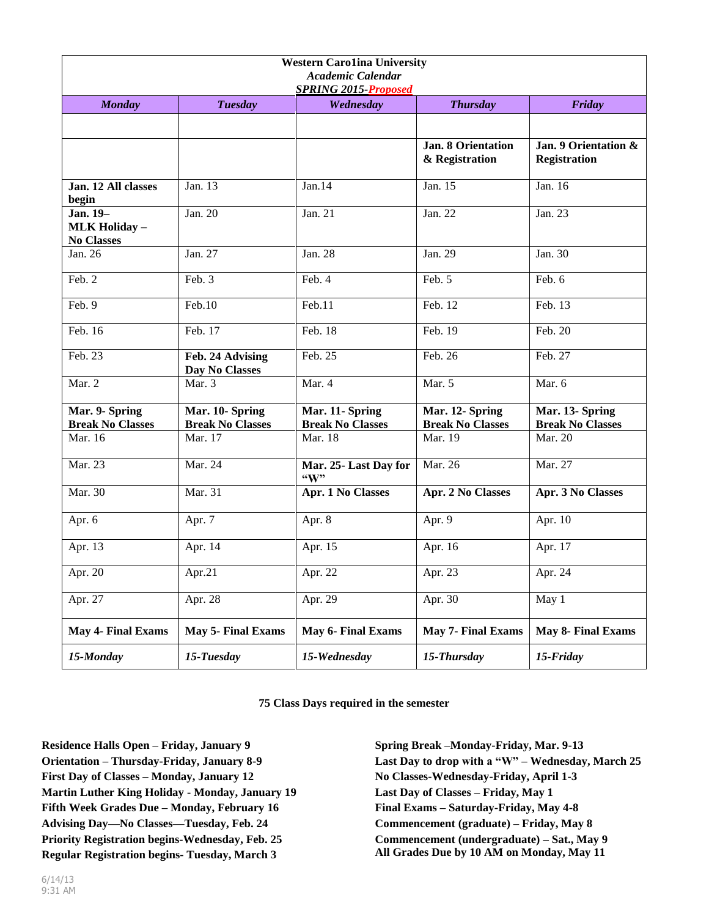**Western Caro1ina University**
***Academic Calendar***
***SPRING 2015-Proposed***

| *Monday* | *Tuesday* | *Wednesday* | *Thursday* | *Friday* |
|---|---|---|---|---|
| | | | | |
| | | | **Jan. 8 Orientation & Registration** | **Jan. 9 Orientation & Registration** |
| **Jan. 12 All classes begin** | Jan. 13 | Jan.14 | Jan. 15 | Jan. 16 |
| **Jan. 19– MLK Holiday – No Classes** | Jan. 20 | Jan. 21 | Jan. 22 | Jan. 23 |
| Jan. 26 | Jan. 27 | Jan. 28 | Jan. 29 | Jan. 30 |
| Feb. 2 | Feb. 3 | Feb. 4 | Feb. 5 | Feb. 6 |
| Feb. 9 | Feb.10 | Feb.11 | Feb. 12 | Feb. 13 |
| Feb. 16 | Feb. 17 | Feb. 18 | Feb. 19 | Feb. 20 |
| Feb. 23 | **Feb. 24 Advising Day No Classes** | Feb. 25 | Feb. 26 | Feb. 27 |
| Mar. 2 | Mar. 3 | Mar. 4 | Mar. 5 | Mar. 6 |
| **Mar. 9- Spring Break No Classes** | **Mar. 10- Spring Break No Classes** | **Mar. 11- Spring Break No Classes** | **Mar. 12- Spring Break No Classes** | **Mar. 13- Spring Break No Classes** |
| Mar. 16 | Mar. 17 | Mar. 18 | Mar. 19 | Mar. 20 |
| Mar. 23 | Mar. 24 | **Mar. 25- Last Day for "W"** | Mar. 26 | Mar. 27 |
| Mar. 30 | Mar. 31 | **Apr. 1 No Classes** | **Apr. 2 No Classes** | **Apr. 3 No Classes** |
| Apr. 6 | Apr. 7 | Apr. 8 | Apr. 9 | Apr. 10 |
| Apr. 13 | Apr. 14 | Apr. 15 | Apr. 16 | Apr. 17 |
| Apr. 20 | Apr.21 | Apr. 22 | Apr. 23 | Apr. 24 |
| Apr. 27 | Apr. 28 | Apr. 29 | Apr. 30 | May 1 |
| **May 4- Final Exams** | **May 5- Final Exams** | **May 6- Final Exams** | **May 7- Final Exams** | **May 8- Final Exams** |
| ***15-Monday*** | ***15-Tuesday*** | ***15-Wednesday*** | ***15-Thursday*** | ***15-Friday*** |

**75 Class Days required in the semester**

**Residence Halls Open – Friday, January 9**
**Orientation – Thursday-Friday, January 8-9**
**First Day of Classes – Monday, January 12**
**Martin Luther King Holiday - Monday, January 19**
**Fifth Week Grades Due – Monday, February 16**
**Advising Day—No Classes—Tuesday, Feb. 24**
**Priority Registration begins-Wednesday, Feb. 25**
**Regular Registration begins- Tuesday, March 3**

**Spring Break –Monday-Friday, Mar. 9-13**
**Last Day to drop with a "W" – Wednesday, March 25**
**No Classes-Wednesday-Friday, April 1-3**
**Last Day of Classes – Friday, May 1**
**Final Exams – Saturday-Friday, May 4-8**
**Commencement (graduate) – Friday, May 8**
**Commencement (undergraduate) – Sat., May 9**
**All Grades Due by 10 AM on Monday, May 11**

6/14/13
9:31 AM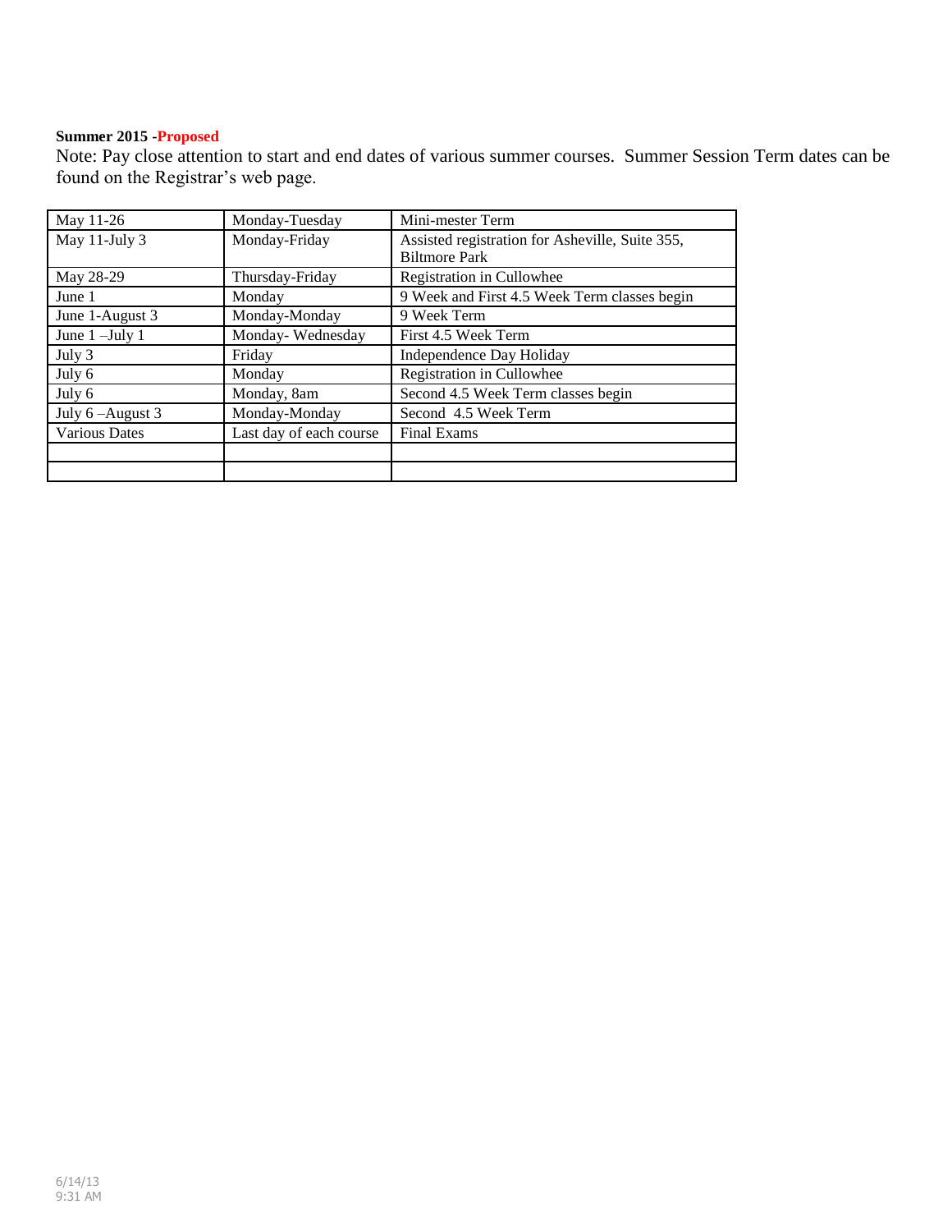**Summary 2015 -Proposed**

Note: Pay close attention to start and end dates of various summer courses. Summer Session Term dates can be found on the Registrar's web page.

| | | |
|---|---|---|
| May 11-26 | Monday-Tuesday | Mini-mester Term |
| May 11-July 3 | Monday-Friday | Assisted registration for Asheville, Suite 355, Biltmore Park |
| May 28-29 | Thursday-Friday | Registration in Cullowhee |
| June 1 | Monday | 9 Week and First 4.5 Week Term classes begin |
| June 1-August 3 | Monday-Monday | 9 Week Term |
| June 1 –July 1 | Monday- Wednesday | First 4.5 Week Term |
| July 3 | Friday | Independence Day Holiday |
| July 6 | Monday | Registration in Cullowhee |
| July 6 | Monday, 8am | Second 4.5 Week Term classes begin |
| July 6 –August 3 | Monday-Monday | Second 4.5 Week Term |
| Various Dates | Last day of each course | Final Exams |
| | | |
| | | |

6/14/13
9:31 AM